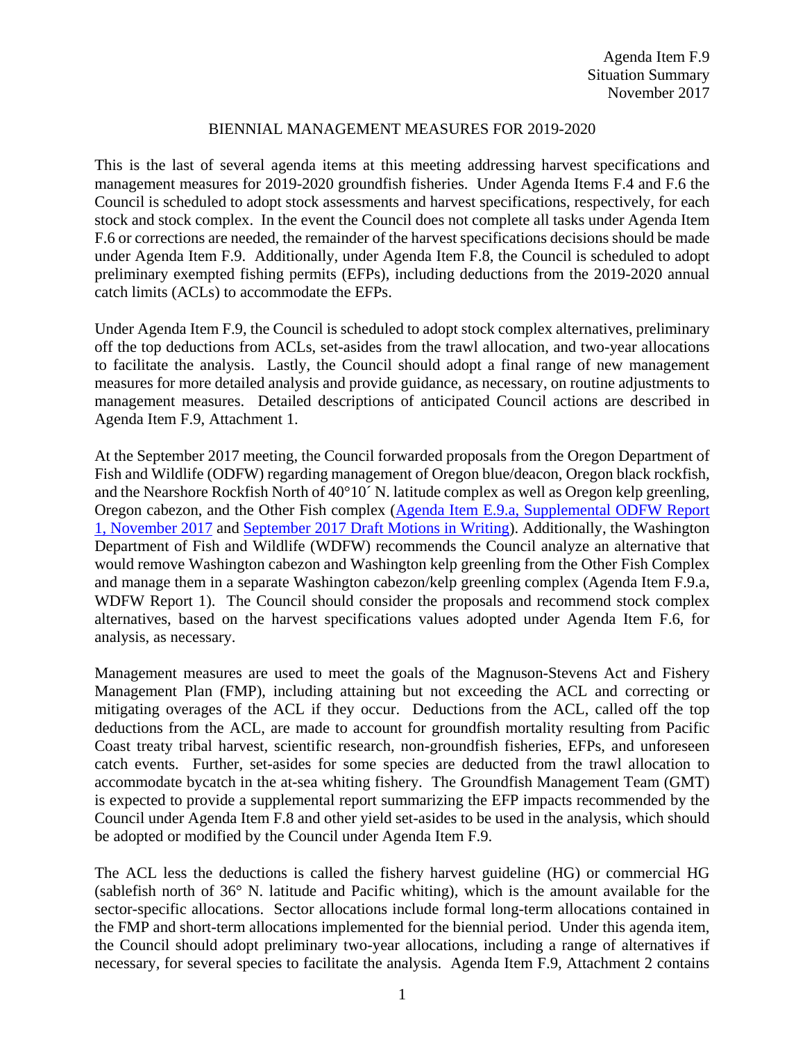Agenda Item F.9
Situation Summary
November 2017

# BIENNIAL MANAGEMENT MEASURES FOR 2019-2020

This is the last of several agenda items at this meeting addressing harvest specifications and management measures for 2019-2020 groundfish fisheries. Under Agenda Items F.4 and F.6 the Council is scheduled to adopt stock assessments and harvest specifications, respectively, for each stock and stock complex. In the event the Council does not complete all tasks under Agenda Item F.6 or corrections are needed, the remainder of the harvest specifications decisions should be made under Agenda Item F.9. Additionally, under Agenda Item F.8, the Council is scheduled to adopt preliminary exempted fishing permits (EFPs), including deductions from the 2019-2020 annual catch limits (ACLs) to accommodate the EFPs.

Under Agenda Item F.9, the Council is scheduled to adopt stock complex alternatives, preliminary off the top deductions from ACLs, set-asides from the trawl allocation, and two-year allocations to facilitate the analysis. Lastly, the Council should adopt a final range of new management measures for more detailed analysis and provide guidance, as necessary, on routine adjustments to management measures. Detailed descriptions of anticipated Council actions are described in Agenda Item F.9, Attachment 1.

At the September 2017 meeting, the Council forwarded proposals from the Oregon Department of Fish and Wildlife (ODFW) regarding management of Oregon blue/deacon, Oregon black rockfish, and the Nearshore Rockfish North of 40°10´ N. latitude complex as well as Oregon kelp greenling, Oregon cabezon, and the Other Fish complex (Agenda Item E.9.a, Supplemental ODFW Report 1, November 2017 and September 2017 Draft Motions in Writing). Additionally, the Washington Department of Fish and Wildlife (WDFW) recommends the Council analyze an alternative that would remove Washington cabezon and Washington kelp greenling from the Other Fish Complex and manage them in a separate Washington cabezon/kelp greenling complex (Agenda Item F.9.a, WDFW Report 1). The Council should consider the proposals and recommend stock complex alternatives, based on the harvest specifications values adopted under Agenda Item F.6, for analysis, as necessary.

Management measures are used to meet the goals of the Magnuson-Stevens Act and Fishery Management Plan (FMP), including attaining but not exceeding the ACL and correcting or mitigating overages of the ACL if they occur. Deductions from the ACL, called off the top deductions from the ACL, are made to account for groundfish mortality resulting from Pacific Coast treaty tribal harvest, scientific research, non-groundfish fisheries, EFPs, and unforeseen catch events. Further, set-asides for some species are deducted from the trawl allocation to accommodate bycatch in the at-sea whiting fishery. The Groundfish Management Team (GMT) is expected to provide a supplemental report summarizing the EFP impacts recommended by the Council under Agenda Item F.8 and other yield set-asides to be used in the analysis, which should be adopted or modified by the Council under Agenda Item F.9.

The ACL less the deductions is called the fishery harvest guideline (HG) or commercial HG (sablefish north of 36° N. latitude and Pacific whiting), which is the amount available for the sector-specific allocations. Sector allocations include formal long-term allocations contained in the FMP and short-term allocations implemented for the biennial period. Under this agenda item, the Council should adopt preliminary two-year allocations, including a range of alternatives if necessary, for several species to facilitate the analysis. Agenda Item F.9, Attachment 2 contains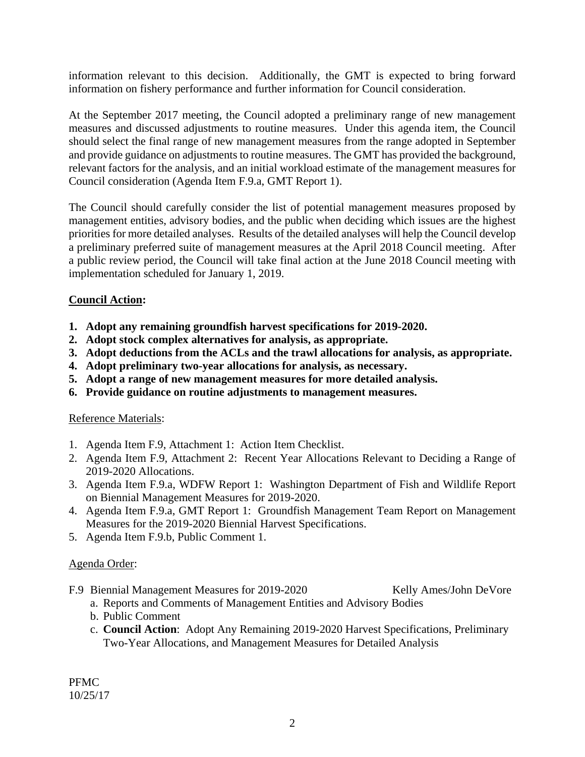information relevant to this decision. Additionally, the GMT is expected to bring forward information on fishery performance and further information for Council consideration.

At the September 2017 meeting, the Council adopted a preliminary range of new management measures and discussed adjustments to routine measures. Under this agenda item, the Council should select the final range of new management measures from the range adopted in September and provide guidance on adjustments to routine measures. The GMT has provided the background, relevant factors for the analysis, and an initial workload estimate of the management measures for Council consideration (Agenda Item F.9.a, GMT Report 1).

The Council should carefully consider the list of potential management measures proposed by management entities, advisory bodies, and the public when deciding which issues are the highest priorities for more detailed analyses. Results of the detailed analyses will help the Council develop a preliminary preferred suite of management measures at the April 2018 Council meeting. After a public review period, the Council will take final action at the June 2018 Council meeting with implementation scheduled for January 1, 2019.

**Council Action:**

1. **Adopt any remaining groundfish harvest specifications for 2019-2020.**
2. **Adopt stock complex alternatives for analysis, as appropriate.**
3. **Adopt deductions from the ACLs and the trawl allocations for analysis, as appropriate.**
4. **Adopt preliminary two-year allocations for analysis, as necessary.**
5. **Adopt a range of new management measures for more detailed analysis.**
6. **Provide guidance on routine adjustments to management measures.**

Reference Materials:

1. Agenda Item F.9, Attachment 1: Action Item Checklist.
2. Agenda Item F.9, Attachment 2: Recent Year Allocations Relevant to Deciding a Range of 2019-2020 Allocations.
3. Agenda Item F.9.a, WDFW Report 1: Washington Department of Fish and Wildlife Report on Biennial Management Measures for 2019-2020.
4. Agenda Item F.9.a, GMT Report 1: Groundfish Management Team Report on Management Measures for the 2019-2020 Biennial Harvest Specifications.
5. Agenda Item F.9.b, Public Comment 1.

Agenda Order:

F.9 Biennial Management Measures for 2019-2020 Kelly Ames/John DeVore

a. Reports and Comments of Management Entities and Advisory Bodies
b. Public Comment
c. **Council Action**: Adopt Any Remaining 2019-2020 Harvest Specifications, Preliminary Two-Year Allocations, and Management Measures for Detailed Analysis

PFMC
10/25/17